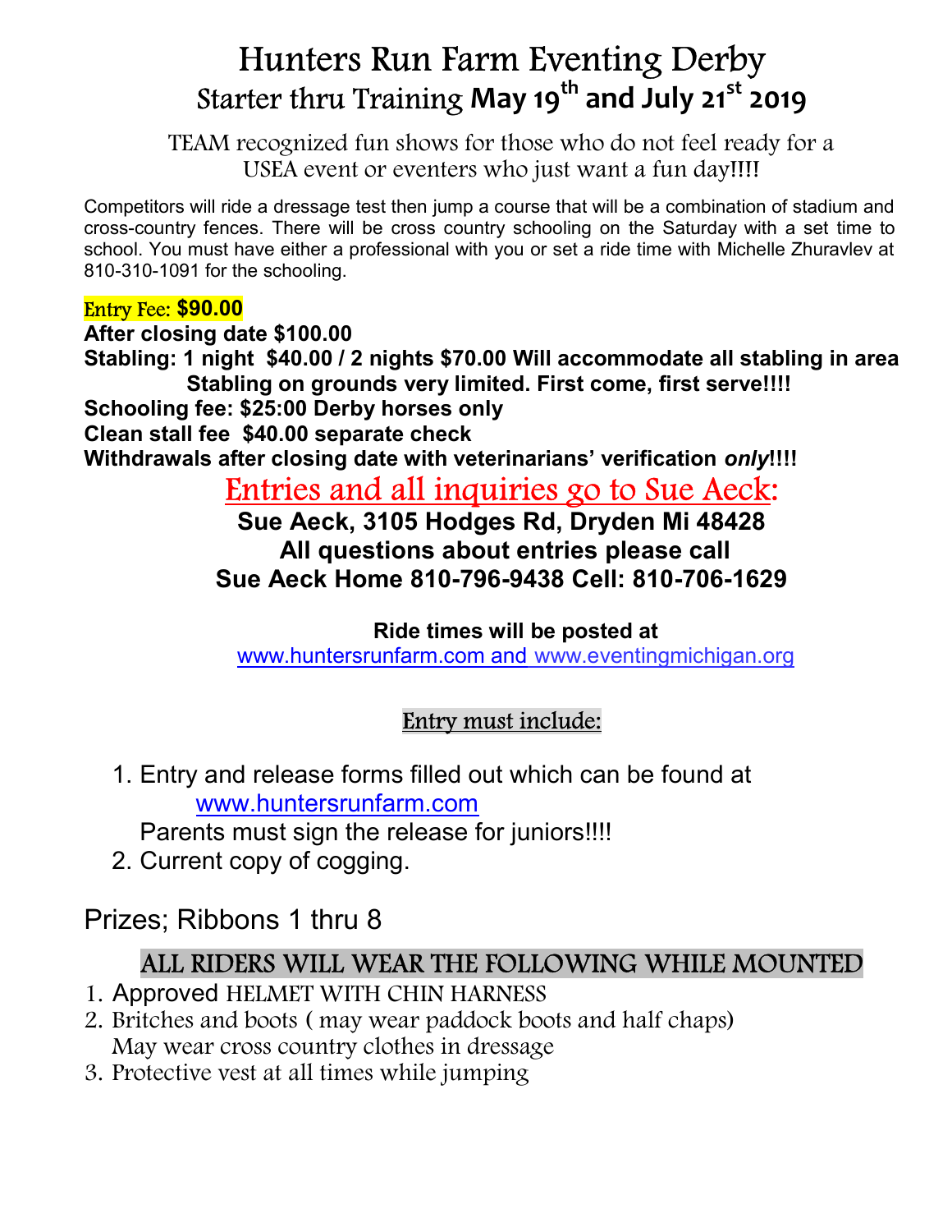# Hunters Run Farm Eventing Derby
## Starter thru Training **May 19th and July 21st 2019**

TEAM recognized fun shows for those who do not feel ready for a USEA event or eventers who just want a fun day!!!!

Competitors will ride a dressage test then jump a course that will be a combination of stadium and cross-country fences. There will be cross country schooling on the Saturday with a set time to school. You must have either a professional with you or set a ride time with Michelle Zhuravlev at 810-310-1091 for the schooling.

Entry Fee: **$90.00**
**After closing date $100.00**
**Stabling: 1 night $40.00 / 2 nights $70.00 Will accommodate all stabling in area**
**Stabling on grounds very limited. First come, first serve!!!!**
**Schooling fee: $25:00 Derby horses only**
**Clean stall fee $40.00 separate check**
**Withdrawals after closing date with veterinarians' verification *only*!!!!**

## Entries and all inquiries go to Sue Aeck:

**Sue Aeck, 3105 Hodges Rd, Dryden Mi 48428**
**All questions about entries please call**
**Sue Aeck Home 810-796-9438 Cell: 810-706-1629**

**Ride times will be posted at**
www.huntersrunfarm.com and www.eventingmichigan.org

### Entry must include:

1. Entry and release forms filled out which can be found at www.huntersrunfarm.com
   Parents must sign the release for juniors!!!!
2. Current copy of cogging.

Prizes; Ribbons 1 thru 8

### ALL RIDERS WILL WEAR THE FOLLOWING WHILE MOUNTED

1. Approved HELMET WITH CHIN HARNESS
2. Britches and boots ( may wear paddock boots and half chaps)
   May wear cross country clothes in dressage
3. Protective vest at all times while jumping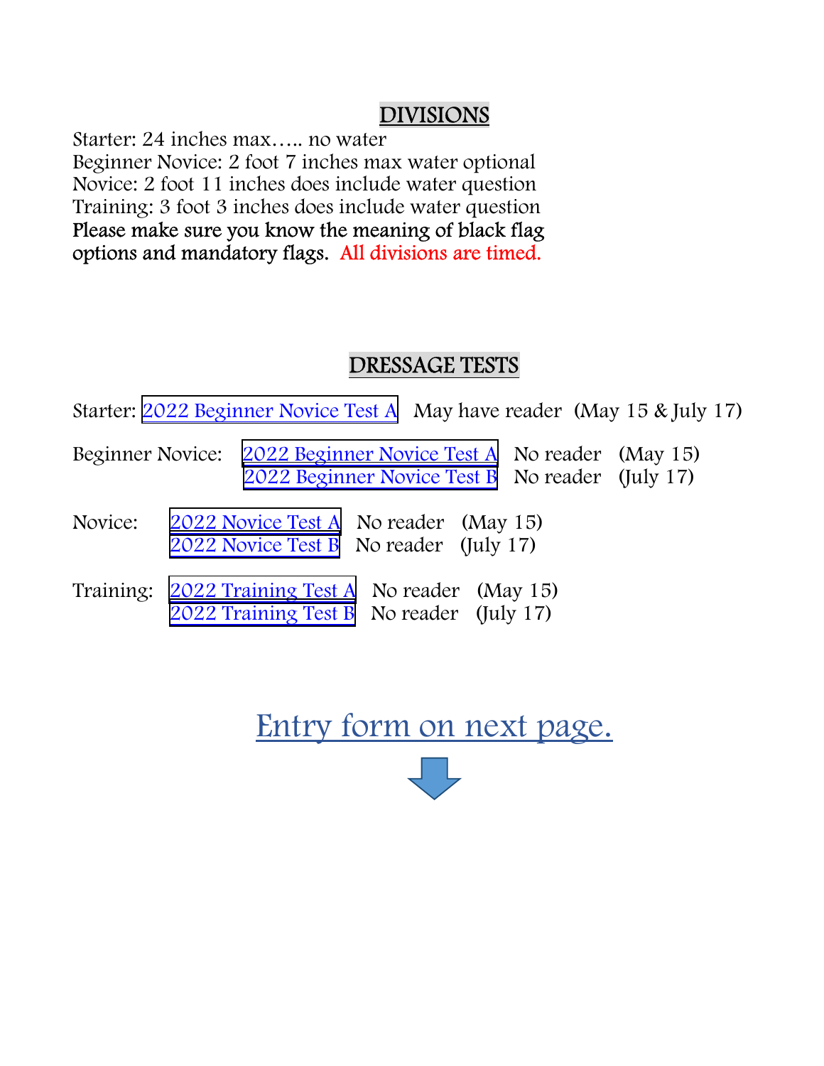## DIVISIONS

Starter: 24 inches max….. no water
Beginner Novice: 2 foot 7 inches max water optional
Novice: 2 foot 11 inches does include water question
Training: 3 foot 3 inches does include water question
Please make sure you know the meaning of black flag options and mandatory flags. All divisions are timed.

## DRESSAGE TESTS

Starter: 2022 Beginner Novice Test A May have reader (May 15 & July 17)

Beginner Novice: 2022 Beginner Novice Test A No reader (May 15)
2022 Beginner Novice Test B No reader (July 17)

Novice: 2022 Novice Test A No reader (May 15)
2022 Novice Test B No reader (July 17)

Training: 2022 Training Test A No reader (May 15)
2022 Training Test B No reader (July 17)

Entry form on next page.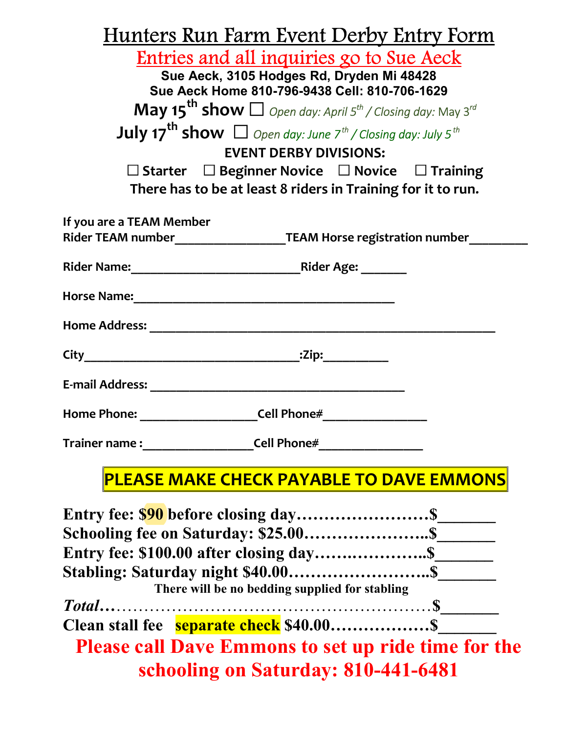# Hunters Run Farm Event Derby Entry Form

## Entries and all inquiries go to Sue Aeck

**Sue Aeck, 3105 Hodges Rd, Dryden Mi 48428**
**Sue Aeck Home 810-796-9438 Cell: 810-706-1629**

**May 15th show** ☐ *Open day: April 5th / Closing day: May 3rd*

**July 17th show** ☐ *Open day: June 7th / Closing day: July 5th*

**EVENT DERBY DIVISIONS:**

☐ Starter ☐ Beginner Novice ☐ Novice ☐ Training

**There has to be at least 8 riders in Training for it to run.**

**If you are a TEAM Member**
**Rider TEAM number**________________**TEAM Horse registration number**________

**Rider Name:**_________________________**Rider Age:** _______

**Horse Name:**_______________________________________

**Home Address:** ____________________________________________________

**City**__________________________________**:Zip:**__________

**E-mail Address:** ______________________________________

**Home Phone:** _________________**Cell Phone#**_______________

**Trainer name :**________________**Cell Phone#**_______________

**PLEASE MAKE CHECK PAYABLE TO DAVE EMMONS**

**Entry fee: $90 before closing day……………………$_______**
**Schooling fee on Saturday: $25.00…………………..$_______**
**Entry fee: $100.00 after closing day………………..$_______**
**Stabling: Saturday night $40.00……………………..$_______**

**There will be no bedding supplied for stabling**

***Total***…………………………………………………**$_______**
**Clean stall fee separate check $40.00………………$_______**

**Please call Dave Emmons to set up ride time for the schooling on Saturday: 810-441-6481**